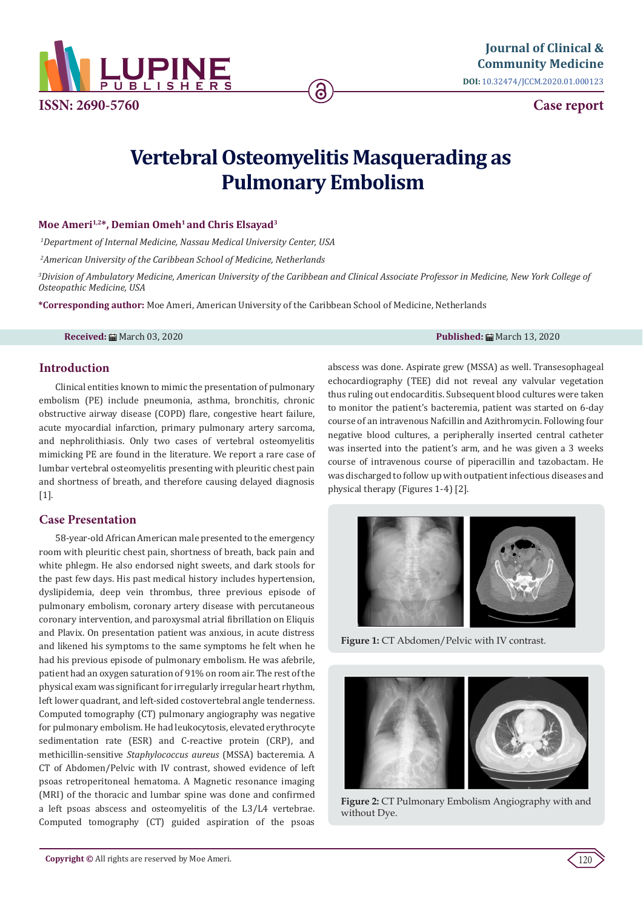Journal of Clinical & Community Medicine

DOI: 10.32474/JCCM.2020.01.000123

ISSN: 2690-5760

Case report

# Vertebral Osteomyelitis Masquerading as Pulmonary Embolism

**Moe Ameri[1,2]*, Demian Omeh[1] and Chris Elsayad[3]**

*[1]Department of Internal Medicine, Nassau Medical University Center, USA*

*[2]American University of the Caribbean School of Medicine, Netherlands*

*[3]Division of Ambulatory Medicine, American University of the Caribbean and Clinical Associate Professor in Medicine, New York College of Osteopathic Medicine, USA*

**\*Corresponding author:** Moe Ameri, American University of the Caribbean School of Medicine, Netherlands

**Received:** March 03, 2020 **Published:** March 13, 2020

## Introduction

Clinical entities known to mimic the presentation of pulmonary embolism (PE) include pneumonia, asthma, bronchitis, chronic obstructive airway disease (COPD) flare, congestive heart failure, acute myocardial infarction, primary pulmonary artery sarcoma, and nephrolithiasis. Only two cases of vertebral osteomyelitis mimicking PE are found in the literature. We report a rare case of lumbar vertebral osteomyelitis presenting with pleuritic chest pain and shortness of breath, and therefore causing delayed diagnosis [1].

## Case Presentation

58-year-old African American male presented to the emergency room with pleuritic chest pain, shortness of breath, back pain and white phlegm. He also endorsed night sweets, and dark stools for the past few days. His past medical history includes hypertension, dyslipidemia, deep vein thrombus, three previous episode of pulmonary embolism, coronary artery disease with percutaneous coronary intervention, and paroxysmal atrial fibrillation on Eliquis and Plavix. On presentation patient was anxious, in acute distress and likened his symptoms to the same symptoms he felt when he had his previous episode of pulmonary embolism. He was afebrile, patient had an oxygen saturation of 91% on room air. The rest of the physical exam was significant for irregularly irregular heart rhythm, left lower quadrant, and left-sided costovertebral angle tenderness. Computed tomography (CT) pulmonary angiography was negative for pulmonary embolism. He had leukocytosis, elevated erythrocyte sedimentation rate (ESR) and C-reactive protein (CRP), and methicillin-sensitive *Staphylococcus aureus* (MSSA) bacteremia. A CT of Abdomen/Pelvic with IV contrast, showed evidence of left psoas retroperitoneal hematoma. A Magnetic resonance imaging (MRI) of the thoracic and lumbar spine was done and confirmed a left psoas abscess and osteomyelitis of the L3/L4 vertebrae. Computed tomography (CT) guided aspiration of the psoas abscess was done. Aspirate grew (MSSA) as well. Transesophageal echocardiography (TEE) did not reveal any valvular vegetation thus ruling out endocarditis. Subsequent blood cultures were taken to monitor the patient's bacteremia, patient was started on 6-day course of an intravenous Nafcillin and Azithromycin. Following four negative blood cultures, a peripherally inserted central catheter was inserted into the patient's arm, and he was given a 3 weeks course of intravenous course of piperacillin and tazobactam. He was discharged to follow up with outpatient infectious diseases and physical therapy (Figures 1-4) [2].

**Figure 1:** CT Abdomen/Pelvic with IV contrast.

**Figure 2:** CT Pulmonary Embolism Angiography with and without Dye.

**Copyright ©** All rights are reserved by Moe Ameri.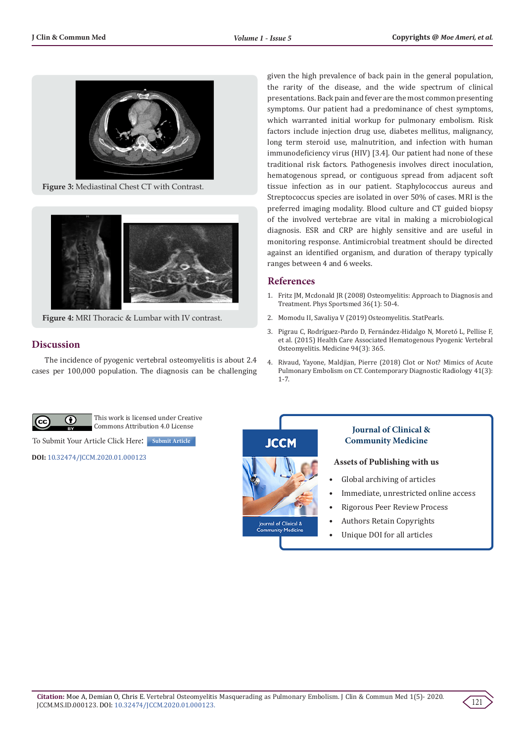Figure 3: Mediastinal Chest CT with Contrast.

Figure 4: MRI Thoracic & Lumbar with IV contrast.

## Discussion

The incidence of pyogenic vertebral osteomyelitis is about 2.4 cases per 100,000 population. The diagnosis can be challenging given the high prevalence of back pain in the general population, the rarity of the disease, and the wide spectrum of clinical presentations. Back pain and fever are the most common presenting symptoms. Our patient had a predominance of chest symptoms, which warranted initial workup for pulmonary embolism. Risk factors include injection drug use, diabetes mellitus, malignancy, long term steroid use, malnutrition, and infection with human immunodeficiency virus (HIV) [3.4]. Our patient had none of these traditional risk factors. Pathogenesis involves direct inoculation, hematogenous spread, or contiguous spread from adjacent soft tissue infection as in our patient. Staphylococcus aureus and Streptococcus species are isolated in over 50% of cases. MRI is the preferred imaging modality. Blood culture and CT guided biopsy of the involved vertebrae are vital in making a microbiological diagnosis. ESR and CRP are highly sensitive and are useful in monitoring response. Antimicrobial treatment should be directed against an identified organism, and duration of therapy typically ranges between 4 and 6 weeks.

## References

1. Fritz JM, Mcdonald JR (2008) Osteomyelitis: Approach to Diagnosis and Treatment. Phys Sportsmed 36(1): 50-4.
2. Momodu II, Savaliya V (2019) Osteomyelitis. StatPearls.
3. Pigrau C, Rodríguez-Pardo D, Fernández-Hidalgo N, Moretó L, Pellise F, et al. (2015) Health Care Associated Hematogenous Pyogenic Vertebral Osteomyelitis. Medicine 94(3): 365.
4. Rivaud, Yayone, Maldjian, Pierre (2018) Clot or Not? Mimics of Acute Pulmonary Embolism on CT. Contemporary Diagnostic Radiology 41(3): 1-7.

This work is licensed under Creative Commons Attribution 4.0 License

To Submit Your Article Click Here: Submit Article

**DOI:** 10.32474/JCCM.2020.01.000123

**Journal of Clinical & Community Medicine**

**Assets of Publishing with us**

- Global archiving of articles
- Immediate, unrestricted online access
- Rigorous Peer Review Process
- Authors Retain Copyrights
- Unique DOI for all articles

**Citation:** Moe A, Demian O, Chris E. Vertebral Osteomyelitis Masquerading as Pulmonary Embolism. J Clin & Commun Med 1(5)- 2020. JCCM.MS.ID.000123. DOI: 10.32474/JCCM.2020.01.000123.